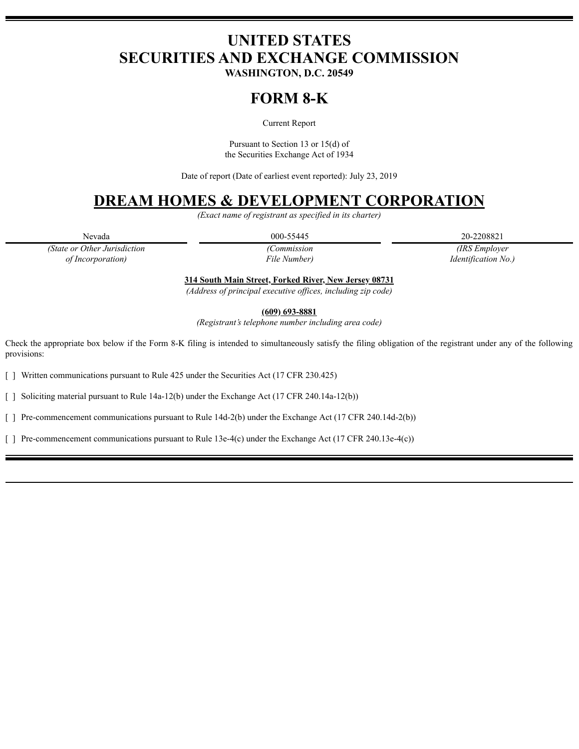# UNITED STATES
# SECURITIES AND EXCHANGE COMMISSION
**WASHINGTON, D.C. 20549**

# FORM 8-K

Current Report

Pursuant to Section 13 or 15(d) of
the Securities Exchange Act of 1934

Date of report (Date of earliest event reported): July 23, 2019

# DREAM HOMES & DEVELOPMENT CORPORATION

*(Exact name of registrant as specified in its charter)*

| Nevada | 000-55445 | 20-2208821 |
| --- | --- | --- |
| *(State or Other Jurisdiction of Incorporation)* | *(Commission File Number)* | *(IRS Employer Identification No.)* |

**314 South Main Street, Forked River, New Jersey 08731**
*(Address of principal executive offices, including zip code)*

**(609) 693-8881**
*(Registrant's telephone number including area code)*

Check the appropriate box below if the Form 8-K filing is intended to simultaneously satisfy the filing obligation of the registrant under any of the following provisions:

[ ] Written communications pursuant to Rule 425 under the Securities Act (17 CFR 230.425)

[ ] Soliciting material pursuant to Rule 14a-12(b) under the Exchange Act (17 CFR 240.14a-12(b))

[ ] Pre-commencement communications pursuant to Rule 14d-2(b) under the Exchange Act (17 CFR 240.14d-2(b))

[ ] Pre-commencement communications pursuant to Rule 13e-4(c) under the Exchange Act (17 CFR 240.13e-4(c))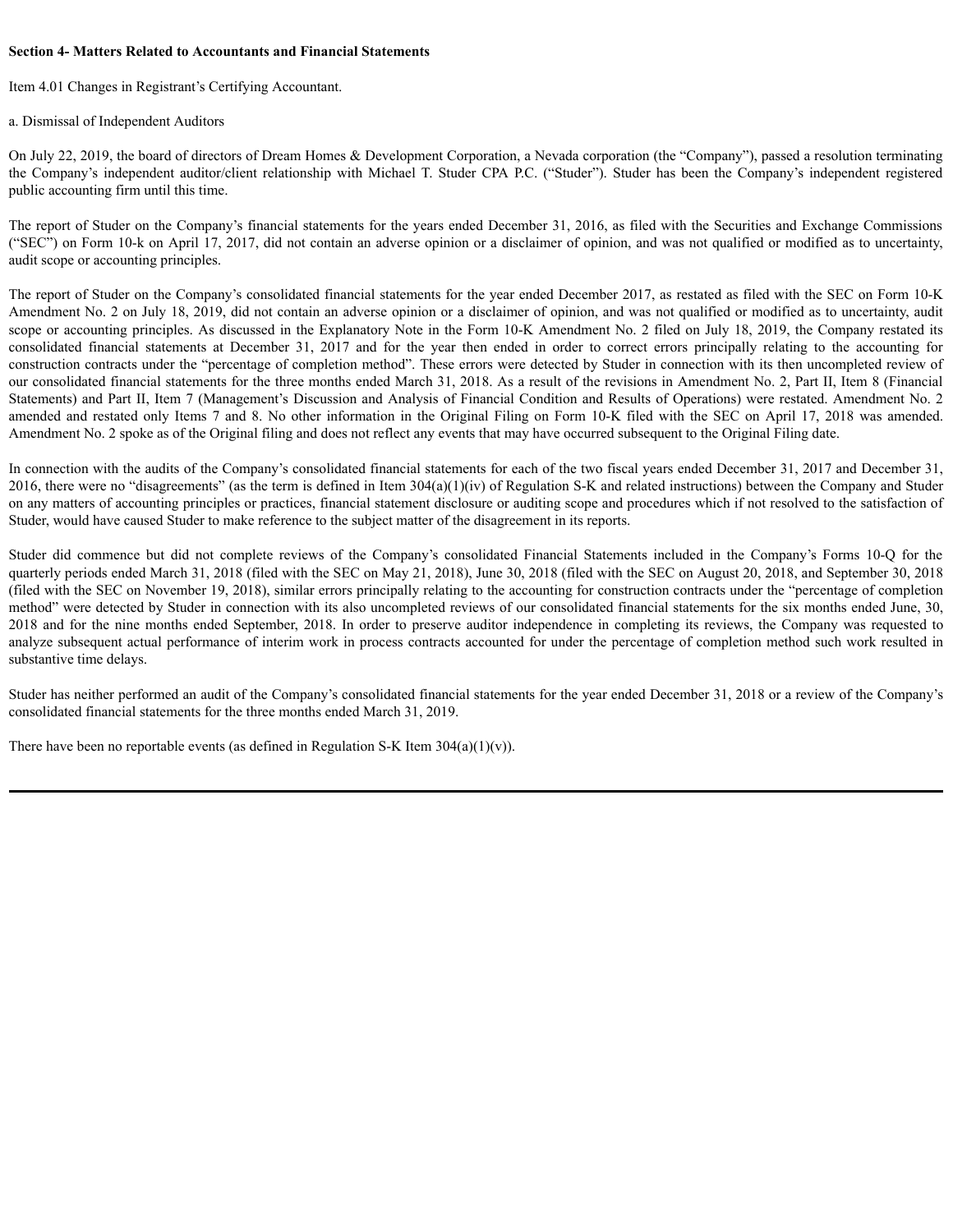**Section 4- Matters Related to Accountants and Financial Statements**

Item 4.01 Changes in Registrant's Certifying Accountant.

a. Dismissal of Independent Auditors

On July 22, 2019, the board of directors of Dream Homes & Development Corporation, a Nevada corporation (the "Company"), passed a resolution terminating the Company's independent auditor/client relationship with Michael T. Studer CPA P.C. ("Studer"). Studer has been the Company's independent registered public accounting firm until this time.

The report of Studer on the Company's financial statements for the years ended December 31, 2016, as filed with the Securities and Exchange Commissions ("SEC") on Form 10-k on April 17, 2017, did not contain an adverse opinion or a disclaimer of opinion, and was not qualified or modified as to uncertainty, audit scope or accounting principles.

The report of Studer on the Company's consolidated financial statements for the year ended December 2017, as restated as filed with the SEC on Form 10-K Amendment No. 2 on July 18, 2019, did not contain an adverse opinion or a disclaimer of opinion, and was not qualified or modified as to uncertainty, audit scope or accounting principles. As discussed in the Explanatory Note in the Form 10-K Amendment No. 2 filed on July 18, 2019, the Company restated its consolidated financial statements at December 31, 2017 and for the year then ended in order to correct errors principally relating to the accounting for construction contracts under the "percentage of completion method". These errors were detected by Studer in connection with its then uncompleted review of our consolidated financial statements for the three months ended March 31, 2018. As a result of the revisions in Amendment No. 2, Part II, Item 8 (Financial Statements) and Part II, Item 7 (Management's Discussion and Analysis of Financial Condition and Results of Operations) were restated. Amendment No. 2 amended and restated only Items 7 and 8. No other information in the Original Filing on Form 10-K filed with the SEC on April 17, 2018 was amended. Amendment No. 2 spoke as of the Original filing and does not reflect any events that may have occurred subsequent to the Original Filing date.

In connection with the audits of the Company's consolidated financial statements for each of the two fiscal years ended December 31, 2017 and December 31, 2016, there were no "disagreements" (as the term is defined in Item 304(a)(1)(iv) of Regulation S-K and related instructions) between the Company and Studer on any matters of accounting principles or practices, financial statement disclosure or auditing scope and procedures which if not resolved to the satisfaction of Studer, would have caused Studer to make reference to the subject matter of the disagreement in its reports.

Studer did commence but did not complete reviews of the Company's consolidated Financial Statements included in the Company's Forms 10-Q for the quarterly periods ended March 31, 2018 (filed with the SEC on May 21, 2018), June 30, 2018 (filed with the SEC on August 20, 2018, and September 30, 2018 (filed with the SEC on November 19, 2018), similar errors principally relating to the accounting for construction contracts under the "percentage of completion method" were detected by Studer in connection with its also uncompleted reviews of our consolidated financial statements for the six months ended June, 30, 2018 and for the nine months ended September, 2018. In order to preserve auditor independence in completing its reviews, the Company was requested to analyze subsequent actual performance of interim work in process contracts accounted for under the percentage of completion method such work resulted in substantive time delays.

Studer has neither performed an audit of the Company's consolidated financial statements for the year ended December 31, 2018 or a review of the Company's consolidated financial statements for the three months ended March 31, 2019.

There have been no reportable events (as defined in Regulation S-K Item 304(a)(1)(v)).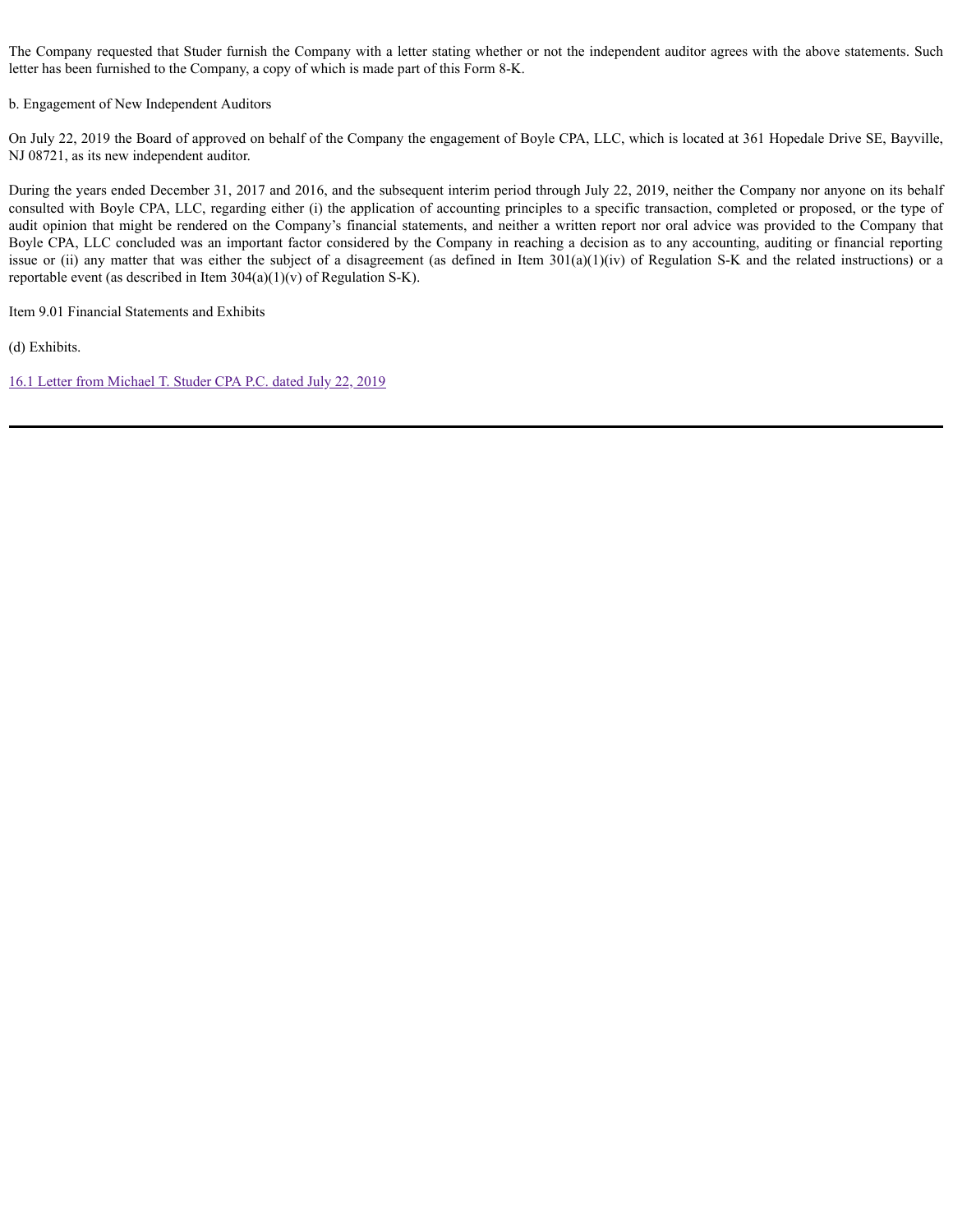The Company requested that Studer furnish the Company with a letter stating whether or not the independent auditor agrees with the above statements. Such letter has been furnished to the Company, a copy of which is made part of this Form 8-K.

b. Engagement of New Independent Auditors

On July 22, 2019 the Board of approved on behalf of the Company the engagement of Boyle CPA, LLC, which is located at 361 Hopedale Drive SE, Bayville, NJ 08721, as its new independent auditor.

During the years ended December 31, 2017 and 2016, and the subsequent interim period through July 22, 2019, neither the Company nor anyone on its behalf consulted with Boyle CPA, LLC, regarding either (i) the application of accounting principles to a specific transaction, completed or proposed, or the type of audit opinion that might be rendered on the Company's financial statements, and neither a written report nor oral advice was provided to the Company that Boyle CPA, LLC concluded was an important factor considered by the Company in reaching a decision as to any accounting, auditing or financial reporting issue or (ii) any matter that was either the subject of a disagreement (as defined in Item 301(a)(1)(iv) of Regulation S-K and the related instructions) or a reportable event (as described in Item 304(a)(1)(v) of Regulation S-K).

Item 9.01 Financial Statements and Exhibits

(d) Exhibits.

16.1 Letter from Michael T. Studer CPA P.C. dated July 22, 2019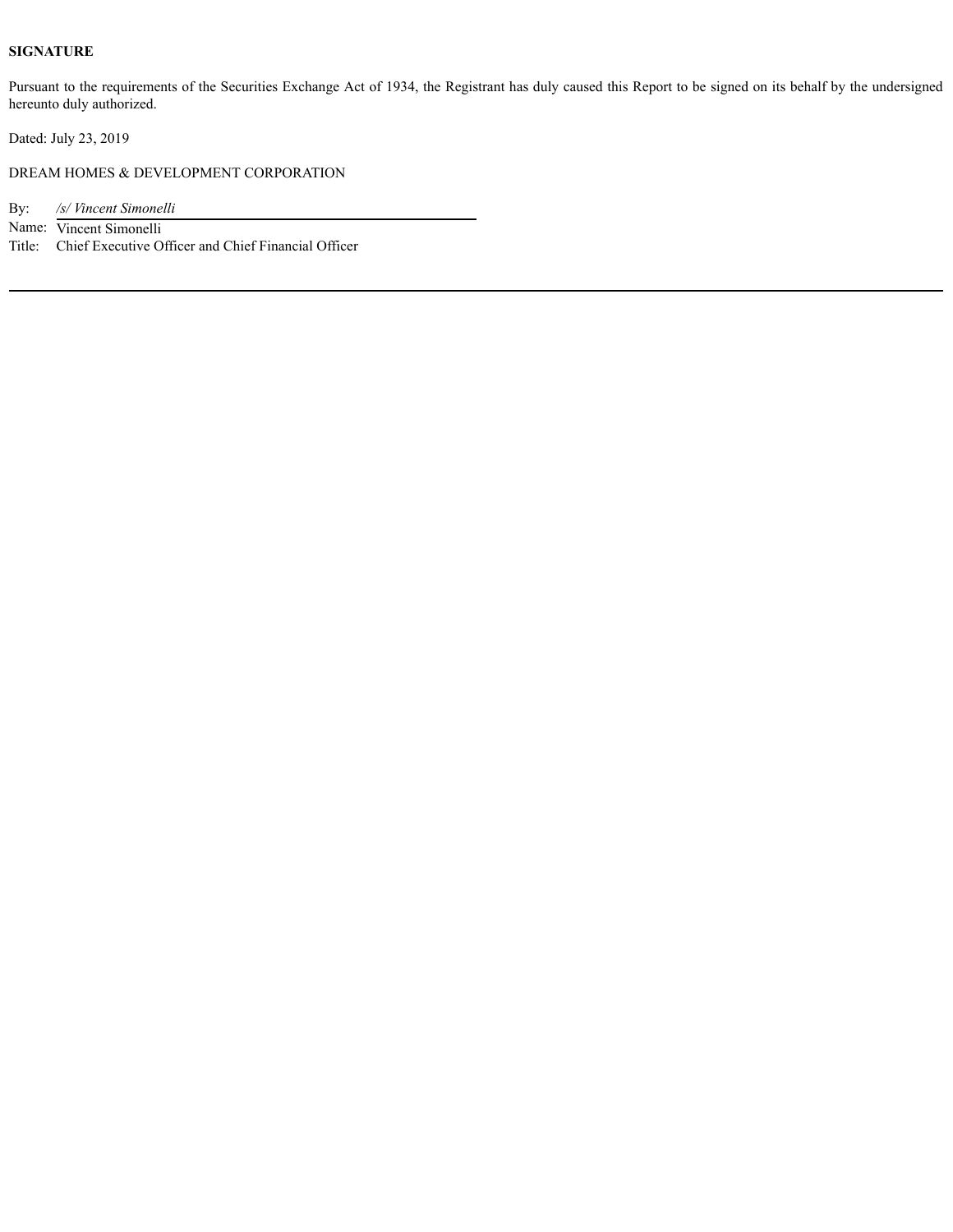**SIGNATURE**

Pursuant to the requirements of the Securities Exchange Act of 1934, the Registrant has duly caused this Report to be signed on its behalf by the undersigned hereunto duly authorized.

Dated: July 23, 2019

DREAM HOMES & DEVELOPMENT CORPORATION

By: */s/ Vincent Simonelli*
Name: Vincent Simonelli
Title: Chief Executive Officer and Chief Financial Officer